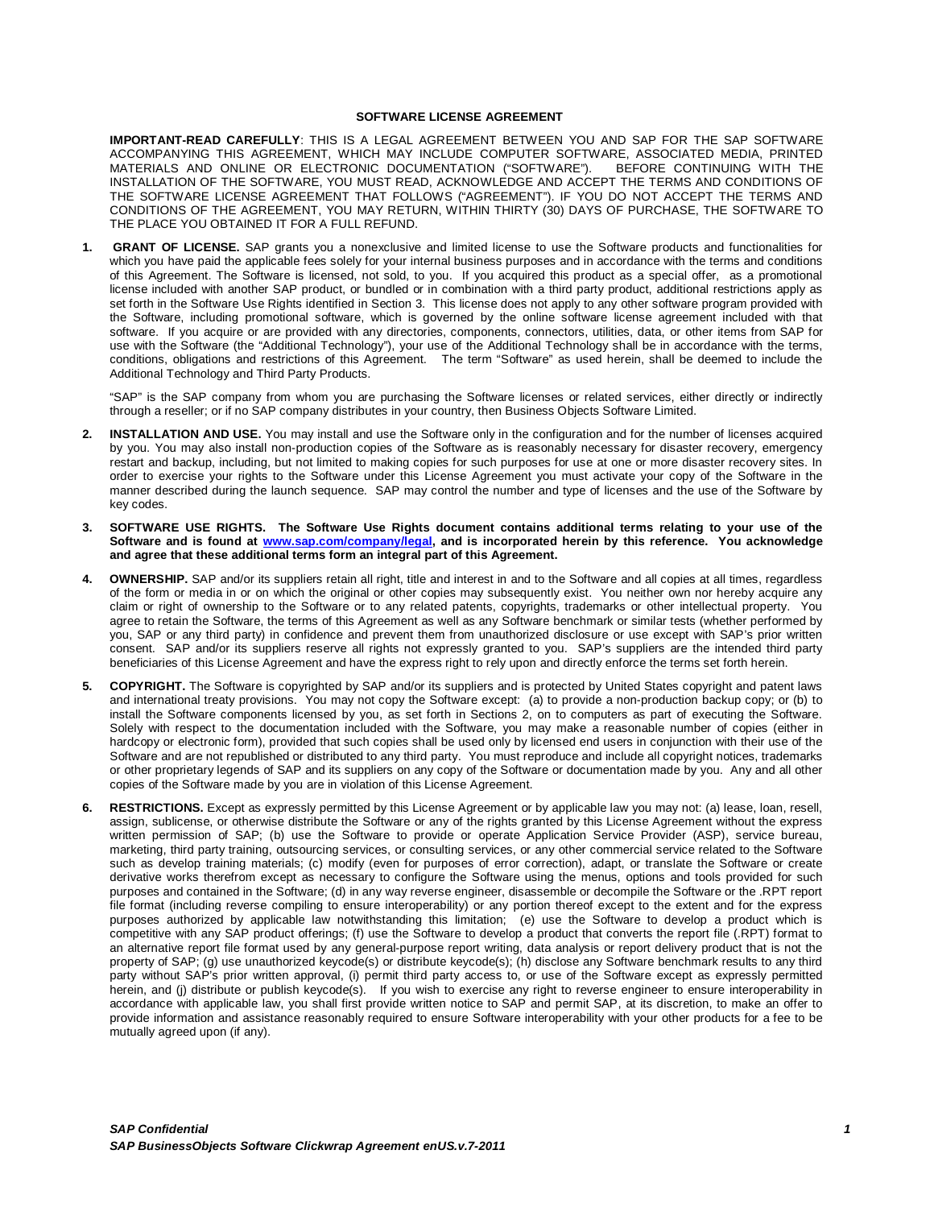# SOFTWARE LICENSE AGREEMENT

**IMPORTANT-READ CAREFULLY**: THIS IS A LEGAL AGREEMENT BETWEEN YOU AND SAP FOR THE SAP SOFTWARE ACCOMPANYING THIS AGREEMENT, WHICH MAY INCLUDE COMPUTER SOFTWARE, ASSOCIATED MEDIA, PRINTED MATERIALS AND ONLINE OR ELECTRONIC DOCUMENTATION ("SOFTWARE"). BEFORE CONTINUING WITH THE INSTALLATION OF THE SOFTWARE, YOU MUST READ, ACKNOWLEDGE AND ACCEPT THE TERMS AND CONDITIONS OF THE SOFTWARE LICENSE AGREEMENT THAT FOLLOWS ("AGREEMENT"). IF YOU DO NOT ACCEPT THE TERMS AND CONDITIONS OF THE AGREEMENT, YOU MAY RETURN, WITHIN THIRTY (30) DAYS OF PURCHASE, THE SOFTWARE TO THE PLACE YOU OBTAINED IT FOR A FULL REFUND.

1. **GRANT OF LICENSE.** SAP grants you a nonexclusive and limited license to use the Software products and functionalities for which you have paid the applicable fees solely for your internal business purposes and in accordance with the terms and conditions of this Agreement. The Software is licensed, not sold, to you. If you acquired this product as a special offer, as a promotional license included with another SAP product, or bundled or in combination with a third party product, additional restrictions apply as set forth in the Software Use Rights identified in Section 3. This license does not apply to any other software program provided with the Software, including promotional software, which is governed by the online software license agreement included with that software. If you acquire or are provided with any directories, components, connectors, utilities, data, or other items from SAP for use with the Software (the "Additional Technology"), your use of the Additional Technology shall be in accordance with the terms, conditions, obligations and restrictions of this Agreement. The term "Software" as used herein, shall be deemed to include the Additional Technology and Third Party Products.

   "SAP" is the SAP company from whom you are purchasing the Software licenses or related services, either directly or indirectly through a reseller; or if no SAP company distributes in your country, then Business Objects Software Limited.

2. **INSTALLATION AND USE.** You may install and use the Software only in the configuration and for the number of licenses acquired by you. You may also install non-production copies of the Software as is reasonably necessary for disaster recovery, emergency restart and backup, including, but not limited to making copies for such purposes for use at one or more disaster recovery sites. In order to exercise your rights to the Software under this License Agreement you must activate your copy of the Software in the manner described during the launch sequence. SAP may control the number and type of licenses and the use of the Software by key codes.

3. **SOFTWARE USE RIGHTS. The Software Use Rights document contains additional terms relating to your use of the Software and is found at [www.sap.com/company/legal](www.sap.com/company/legal), and is incorporated herein by this reference. You acknowledge and agree that these additional terms form an integral part of this Agreement.**

4. **OWNERSHIP.** SAP and/or its suppliers retain all right, title and interest in and to the Software and all copies at all times, regardless of the form or media in or on which the original or other copies may subsequently exist. You neither own nor hereby acquire any claim or right of ownership to the Software or to any related patents, copyrights, trademarks or other intellectual property. You agree to retain the Software, the terms of this Agreement as well as any Software benchmark or similar tests (whether performed by you, SAP or any third party) in confidence and prevent them from unauthorized disclosure or use except with SAP's prior written consent. SAP and/or its suppliers reserve all rights not expressly granted to you. SAP's suppliers are the intended third party beneficiaries of this License Agreement and have the express right to rely upon and directly enforce the terms set forth herein.

5. **COPYRIGHT.** The Software is copyrighted by SAP and/or its suppliers and is protected by United States copyright and patent laws and international treaty provisions. You may not copy the Software except: (a) to provide a non-production backup copy; or (b) to install the Software components licensed by you, as set forth in Sections 2, on to computers as part of executing the Software. Solely with respect to the documentation included with the Software, you may make a reasonable number of copies (either in hardcopy or electronic form), provided that such copies shall be used only by licensed end users in conjunction with their use of the Software and are not republished or distributed to any third party. You must reproduce and include all copyright notices, trademarks or other proprietary legends of SAP and its suppliers on any copy of the Software or documentation made by you. Any and all other copies of the Software made by you are in violation of this License Agreement.

6. **RESTRICTIONS.** Except as expressly permitted by this License Agreement or by applicable law you may not: (a) lease, loan, resell, assign, sublicense, or otherwise distribute the Software or any of the rights granted by this License Agreement without the express written permission of SAP; (b) use the Software to provide or operate Application Service Provider (ASP), service bureau, marketing, third party training, outsourcing services, or consulting services, or any other commercial service related to the Software such as develop training materials; (c) modify (even for purposes of error correction), adapt, or translate the Software or create derivative works therefrom except as necessary to configure the Software using the menus, options and tools provided for such purposes and contained in the Software; (d) in any way reverse engineer, disassemble or decompile the Software or the .RPT report file format (including reverse compiling to ensure interoperability) or any portion thereof except to the extent and for the express purposes authorized by applicable law notwithstanding this limitation; (e) use the Software to develop a product which is competitive with any SAP product offerings; (f) use the Software to develop a product that converts the report file (.RPT) format to an alternative report file format used by any general-purpose report writing, data analysis or report delivery product that is not the property of SAP; (g) use unauthorized keycode(s) or distribute keycode(s); (h) disclose any Software benchmark results to any third party without SAP's prior written approval, (i) permit third party access to, or use of the Software except as expressly permitted herein, and (j) distribute or publish keycode(s). If you wish to exercise any right to reverse engineer to ensure interoperability in accordance with applicable law, you shall first provide written notice to SAP and permit SAP, at its discretion, to make an offer to provide information and assistance reasonably required to ensure Software interoperability with your other products for a fee to be mutually agreed upon (if any).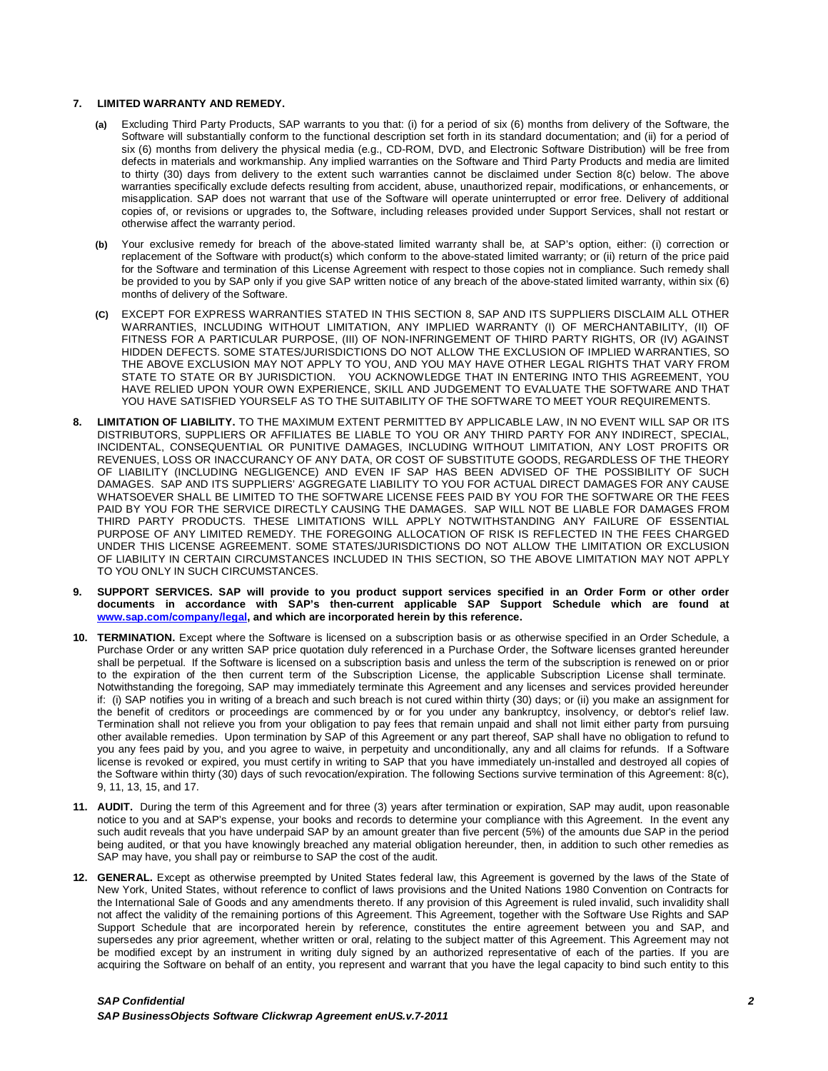**7. LIMITED WARRANTY AND REMEDY.**

**(a)** Excluding Third Party Products, SAP warrants to you that: (i) for a period of six (6) months from delivery of the Software, the Software will substantially conform to the functional description set forth in its standard documentation; and (ii) for a period of six (6) months from delivery the physical media (e.g., CD-ROM, DVD, and Electronic Software Distribution) will be free from defects in materials and workmanship. Any implied warranties on the Software and Third Party Products and media are limited to thirty (30) days from delivery to the extent such warranties cannot be disclaimed under Section 8(c) below. The above warranties specifically exclude defects resulting from accident, abuse, unauthorized repair, modifications, or enhancements, or misapplication. SAP does not warrant that use of the Software will operate uninterrupted or error free. Delivery of additional copies of, or revisions or upgrades to, the Software, including releases provided under Support Services, shall not restart or otherwise affect the warranty period.

**(b)** Your exclusive remedy for breach of the above-stated limited warranty shall be, at SAP's option, either: (i) correction or replacement of the Software with product(s) which conform to the above-stated limited warranty; or (ii) return of the price paid for the Software and termination of this License Agreement with respect to those copies not in compliance. Such remedy shall be provided to you by SAP only if you give SAP written notice of any breach of the above-stated limited warranty, within six (6) months of delivery of the Software.

**(C)** EXCEPT FOR EXPRESS WARRANTIES STATED IN THIS SECTION 8, SAP AND ITS SUPPLIERS DISCLAIM ALL OTHER WARRANTIES, INCLUDING WITHOUT LIMITATION, ANY IMPLIED WARRANTY (I) OF MERCHANTABILITY, (II) OF FITNESS FOR A PARTICULAR PURPOSE, (III) OF NON-INFRINGEMENT OF THIRD PARTY RIGHTS, OR (IV) AGAINST HIDDEN DEFECTS. SOME STATES/JURISDICTIONS DO NOT ALLOW THE EXCLUSION OF IMPLIED WARRANTIES, SO THE ABOVE EXCLUSION MAY NOT APPLY TO YOU, AND YOU MAY HAVE OTHER LEGAL RIGHTS THAT VARY FROM STATE TO STATE OR BY JURISDICTION. YOU ACKNOWLEDGE THAT IN ENTERING INTO THIS AGREEMENT, YOU HAVE RELIED UPON YOUR OWN EXPERIENCE, SKILL AND JUDGEMENT TO EVALUATE THE SOFTWARE AND THAT YOU HAVE SATISFIED YOURSELF AS TO THE SUITABILITY OF THE SOFTWARE TO MEET YOUR REQUIREMENTS.

**8. LIMITATION OF LIABILITY.** TO THE MAXIMUM EXTENT PERMITTED BY APPLICABLE LAW, IN NO EVENT WILL SAP OR ITS DISTRIBUTORS, SUPPLIERS OR AFFILIATES BE LIABLE TO YOU OR ANY THIRD PARTY FOR ANY INDIRECT, SPECIAL, INCIDENTAL, CONSEQUENTIAL OR PUNITIVE DAMAGES, INCLUDING WITHOUT LIMITATION, ANY LOST PROFITS OR REVENUES, LOSS OR INACCURANCY OF ANY DATA, OR COST OF SUBSTITUTE GOODS, REGARDLESS OF THE THEORY OF LIABILITY (INCLUDING NEGLIGENCE) AND EVEN IF SAP HAS BEEN ADVISED OF THE POSSIBILITY OF SUCH DAMAGES. SAP AND ITS SUPPLIERS' AGGREGATE LIABILITY TO YOU FOR ACTUAL DIRECT DAMAGES FOR ANY CAUSE WHATSOEVER SHALL BE LIMITED TO THE SOFTWARE LICENSE FEES PAID BY YOU FOR THE SOFTWARE OR THE FEES PAID BY YOU FOR THE SERVICE DIRECTLY CAUSING THE DAMAGES. SAP WILL NOT BE LIABLE FOR DAMAGES FROM THIRD PARTY PRODUCTS. THESE LIMITATIONS WILL APPLY NOTWITHSTANDING ANY FAILURE OF ESSENTIAL PURPOSE OF ANY LIMITED REMEDY. THE FOREGOING ALLOCATION OF RISK IS REFLECTED IN THE FEES CHARGED UNDER THIS LICENSE AGREEMENT. SOME STATES/JURISDICTIONS DO NOT ALLOW THE LIMITATION OR EXCLUSION OF LIABILITY IN CERTAIN CIRCUMSTANCES INCLUDED IN THIS SECTION, SO THE ABOVE LIMITATION MAY NOT APPLY TO YOU ONLY IN SUCH CIRCUMSTANCES.

**9. SUPPORT SERVICES. SAP will provide to you product support services specified in an Order Form or other order documents in accordance with SAP's then-current applicable SAP Support Schedule which are found at [www.sap.com/company/legal](www.sap.com/company/legal), and which are incorporated herein by this reference.**

**10. TERMINATION.** Except where the Software is licensed on a subscription basis or as otherwise specified in an Order Schedule, a Purchase Order or any written SAP price quotation duly referenced in a Purchase Order, the Software licenses granted hereunder shall be perpetual. If the Software is licensed on a subscription basis and unless the term of the subscription is renewed on or prior to the expiration of the then current term of the Subscription License, the applicable Subscription License shall terminate. Notwithstanding the foregoing, SAP may immediately terminate this Agreement and any licenses and services provided hereunder if: (i) SAP notifies you in writing of a breach and such breach is not cured within thirty (30) days; or (ii) you make an assignment for the benefit of creditors or proceedings are commenced by or for you under any bankruptcy, insolvency, or debtor's relief law. Termination shall not relieve you from your obligation to pay fees that remain unpaid and shall not limit either party from pursuing other available remedies. Upon termination by SAP of this Agreement or any part thereof, SAP shall have no obligation to refund to you any fees paid by you, and you agree to waive, in perpetuity and unconditionally, any and all claims for refunds. If a Software license is revoked or expired, you must certify in writing to SAP that you have immediately un-installed and destroyed all copies of the Software within thirty (30) days of such revocation/expiration. The following Sections survive termination of this Agreement: 8(c), 9, 11, 13, 15, and 17.

**11. AUDIT.** During the term of this Agreement and for three (3) years after termination or expiration, SAP may audit, upon reasonable notice to you and at SAP's expense, your books and records to determine your compliance with this Agreement. In the event any such audit reveals that you have underpaid SAP by an amount greater than five percent (5%) of the amounts due SAP in the period being audited, or that you have knowingly breached any material obligation hereunder, then, in addition to such other remedies as SAP may have, you shall pay or reimburse to SAP the cost of the audit.

**12. GENERAL.** Except as otherwise preempted by United States federal law, this Agreement is governed by the laws of the State of New York, United States, without reference to conflict of laws provisions and the United Nations 1980 Convention on Contracts for the International Sale of Goods and any amendments thereto. If any provision of this Agreement is ruled invalid, such invalidity shall not affect the validity of the remaining portions of this Agreement. This Agreement, together with the Software Use Rights and SAP Support Schedule that are incorporated herein by reference, constitutes the entire agreement between you and SAP, and supersedes any prior agreement, whether written or oral, relating to the subject matter of this Agreement. This Agreement may not be modified except by an instrument in writing duly signed by an authorized representative of each of the parties. If you are acquiring the Software on behalf of an entity, you represent and warrant that you have the legal capacity to bind such entity to this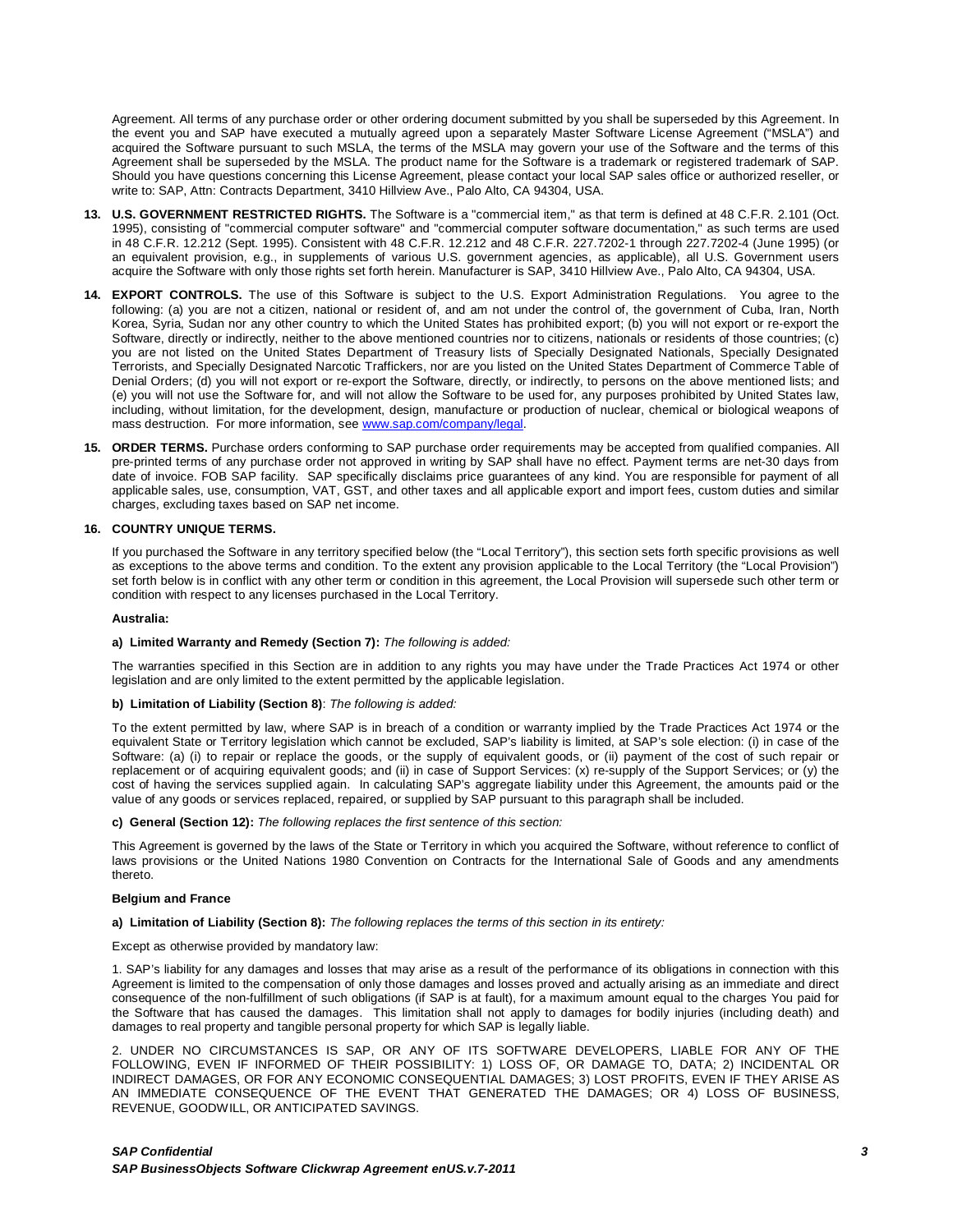Agreement. All terms of any purchase order or other ordering document submitted by you shall be superseded by this Agreement. In the event you and SAP have executed a mutually agreed upon a separately Master Software License Agreement ("MSLA") and acquired the Software pursuant to such MSLA, the terms of the MSLA may govern your use of the Software and the terms of this Agreement shall be superseded by the MSLA. The product name for the Software is a trademark or registered trademark of SAP. Should you have questions concerning this License Agreement, please contact your local SAP sales office or authorized reseller, or write to: SAP, Attn: Contracts Department, 3410 Hillview Ave., Palo Alto, CA 94304, USA.

13. **U.S. GOVERNMENT RESTRICTED RIGHTS.** The Software is a "commercial item," as that term is defined at 48 C.F.R. 2.101 (Oct. 1995), consisting of "commercial computer software" and "commercial computer software documentation," as such terms are used in 48 C.F.R. 12.212 (Sept. 1995). Consistent with 48 C.F.R. 12.212 and 48 C.F.R. 227.7202-1 through 227.7202-4 (June 1995) (or an equivalent provision, e.g., in supplements of various U.S. government agencies, as applicable), all U.S. Government users acquire the Software with only those rights set forth herein. Manufacturer is SAP, 3410 Hillview Ave., Palo Alto, CA 94304, USA.

14. **EXPORT CONTROLS.** The use of this Software is subject to the U.S. Export Administration Regulations. You agree to the following: (a) you are not a citizen, national or resident of, and am not under the control of, the government of Cuba, Iran, North Korea, Syria, Sudan nor any other country to which the United States has prohibited export; (b) you will not export or re-export the Software, directly or indirectly, neither to the above mentioned countries nor to citizens, nationals or residents of those countries; (c) you are not listed on the United States Department of Treasury lists of Specially Designated Nationals, Specially Designated Terrorists, and Specially Designated Narcotic Traffickers, nor are you listed on the United States Department of Commerce Table of Denial Orders; (d) you will not export or re-export the Software, directly, or indirectly, to persons on the above mentioned lists; and (e) you will not use the Software for, and will not allow the Software to be used for, any purposes prohibited by United States law, including, without limitation, for the development, design, manufacture or production of nuclear, chemical or biological weapons of mass destruction. For more information, see www.sap.com/company/legal.

15. **ORDER TERMS.** Purchase orders conforming to SAP purchase order requirements may be accepted from qualified companies. All pre-printed terms of any purchase order not approved in writing by SAP shall have no effect. Payment terms are net-30 days from date of invoice. FOB SAP facility. SAP specifically disclaims price guarantees of any kind. You are responsible for payment of all applicable sales, use, consumption, VAT, GST, and other taxes and all applicable export and import fees, custom duties and similar charges, excluding taxes based on SAP net income.

16. **COUNTRY UNIQUE TERMS.**

If you purchased the Software in any territory specified below (the "Local Territory"), this section sets forth specific provisions as well as exceptions to the above terms and condition. To the extent any provision applicable to the Local Territory (the "Local Provision") set forth below is in conflict with any other term or condition in this agreement, the Local Provision will supersede such other term or condition with respect to any licenses purchased in the Local Territory.

**Australia:**

**a) Limited Warranty and Remedy (Section 7):** *The following is added:*

The warranties specified in this Section are in addition to any rights you may have under the Trade Practices Act 1974 or other legislation and are only limited to the extent permitted by the applicable legislation.

**b) Limitation of Liability (Section 8)**: *The following is added:*

To the extent permitted by law, where SAP is in breach of a condition or warranty implied by the Trade Practices Act 1974 or the equivalent State or Territory legislation which cannot be excluded, SAP's liability is limited, at SAP's sole election: (i) in case of the Software: (a) (i) to repair or replace the goods, or the supply of equivalent goods, or (ii) payment of the cost of such repair or replacement or of acquiring equivalent goods; and (ii) in case of Support Services: (x) re-supply of the Support Services; or (y) the cost of having the services supplied again. In calculating SAP's aggregate liability under this Agreement, the amounts paid or the value of any goods or services replaced, repaired, or supplied by SAP pursuant to this paragraph shall be included.

**c) General (Section 12):** *The following replaces the first sentence of this section:*

This Agreement is governed by the laws of the State or Territory in which you acquired the Software, without reference to conflict of laws provisions or the United Nations 1980 Convention on Contracts for the International Sale of Goods and any amendments thereto.

**Belgium and France**

**a) Limitation of Liability (Section 8):** *The following replaces the terms of this section in its entirety:*

Except as otherwise provided by mandatory law:

1. SAP's liability for any damages and losses that may arise as a result of the performance of its obligations in connection with this Agreement is limited to the compensation of only those damages and losses proved and actually arising as an immediate and direct consequence of the non-fulfillment of such obligations (if SAP is at fault), for a maximum amount equal to the charges You paid for the Software that has caused the damages. This limitation shall not apply to damages for bodily injuries (including death) and damages to real property and tangible personal property for which SAP is legally liable.

2. UNDER NO CIRCUMSTANCES IS SAP, OR ANY OF ITS SOFTWARE DEVELOPERS, LIABLE FOR ANY OF THE FOLLOWING, EVEN IF INFORMED OF THEIR POSSIBILITY: 1) LOSS OF, OR DAMAGE TO, DATA; 2) INCIDENTAL OR INDIRECT DAMAGES, OR FOR ANY ECONOMIC CONSEQUENTIAL DAMAGES; 3) LOST PROFITS, EVEN IF THEY ARISE AS AN IMMEDIATE CONSEQUENCE OF THE EVENT THAT GENERATED THE DAMAGES; OR 4) LOSS OF BUSINESS, REVENUE, GOODWILL, OR ANTICIPATED SAVINGS.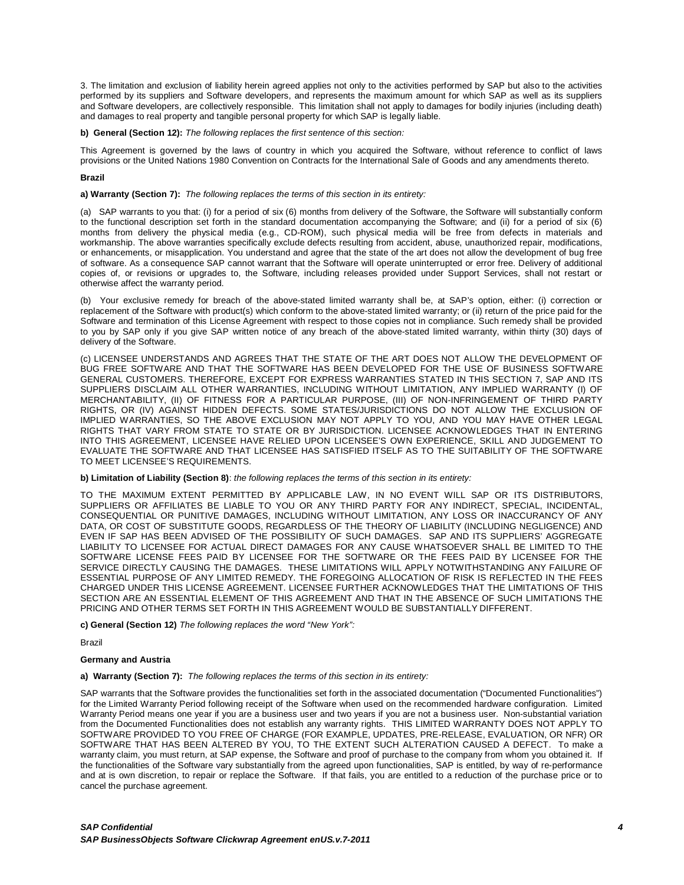3. The limitation and exclusion of liability herein agreed applies not only to the activities performed by SAP but also to the activities performed by its suppliers and Software developers, and represents the maximum amount for which SAP as well as its suppliers and Software developers, are collectively responsible. This limitation shall not apply to damages for bodily injuries (including death) and damages to real property and tangible personal property for which SAP is legally liable.

**b) General (Section 12):** *The following replaces the first sentence of this section:*

This Agreement is governed by the laws of country in which you acquired the Software, without reference to conflict of laws provisions or the United Nations 1980 Convention on Contracts for the International Sale of Goods and any amendments thereto.

**Brazil**

**a) Warranty (Section 7):** *The following replaces the terms of this section in its entirety:*

(a) SAP warrants to you that: (i) for a period of six (6) months from delivery of the Software, the Software will substantially conform to the functional description set forth in the standard documentation accompanying the Software; and (ii) for a period of six (6) months from delivery the physical media (e.g., CD-ROM), such physical media will be free from defects in materials and workmanship. The above warranties specifically exclude defects resulting from accident, abuse, unauthorized repair, modifications, or enhancements, or misapplication. You understand and agree that the state of the art does not allow the development of bug free of software. As a consequence SAP cannot warrant that the Software will operate uninterrupted or error free. Delivery of additional copies of, or revisions or upgrades to, the Software, including releases provided under Support Services, shall not restart or otherwise affect the warranty period.

(b) Your exclusive remedy for breach of the above-stated limited warranty shall be, at SAP's option, either: (i) correction or replacement of the Software with product(s) which conform to the above-stated limited warranty; or (ii) return of the price paid for the Software and termination of this License Agreement with respect to those copies not in compliance. Such remedy shall be provided to you by SAP only if you give SAP written notice of any breach of the above-stated limited warranty, within thirty (30) days of delivery of the Software.

(c) LICENSEE UNDERSTANDS AND AGREES THAT THE STATE OF THE ART DOES NOT ALLOW THE DEVELOPMENT OF BUG FREE SOFTWARE AND THAT THE SOFTWARE HAS BEEN DEVELOPED FOR THE USE OF BUSINESS SOFTWARE GENERAL CUSTOMERS. THEREFORE, EXCEPT FOR EXPRESS WARRANTIES STATED IN THIS SECTION 7, SAP AND ITS SUPPLIERS DISCLAIM ALL OTHER WARRANTIES, INCLUDING WITHOUT LIMITATION, ANY IMPLIED WARRANTY (I) OF MERCHANTABILITY, (II) OF FITNESS FOR A PARTICULAR PURPOSE, (III) OF NON-INFRINGEMENT OF THIRD PARTY RIGHTS, OR (IV) AGAINST HIDDEN DEFECTS. SOME STATES/JURISDICTIONS DO NOT ALLOW THE EXCLUSION OF IMPLIED WARRANTIES, SO THE ABOVE EXCLUSION MAY NOT APPLY TO YOU, AND YOU MAY HAVE OTHER LEGAL RIGHTS THAT VARY FROM STATE TO STATE OR BY JURISDICTION. LICENSEE ACKNOWLEDGES THAT IN ENTERING INTO THIS AGREEMENT, LICENSEE HAVE RELIED UPON LICENSEE'S OWN EXPERIENCE, SKILL AND JUDGEMENT TO EVALUATE THE SOFTWARE AND THAT LICENSEE HAS SATISFIED ITSELF AS TO THE SUITABILITY OF THE SOFTWARE TO MEET LICENSEE'S REQUIREMENTS.

**b) Limitation of Liability (Section 8)**: *the following replaces the terms of this section in its entirety:*

TO THE MAXIMUM EXTENT PERMITTED BY APPLICABLE LAW, IN NO EVENT WILL SAP OR ITS DISTRIBUTORS, SUPPLIERS OR AFFILIATES BE LIABLE TO YOU OR ANY THIRD PARTY FOR ANY INDIRECT, SPECIAL, INCIDENTAL, CONSEQUENTIAL OR PUNITIVE DAMAGES, INCLUDING WITHOUT LIMITATION, ANY LOSS OR INACCURANCY OF ANY DATA, OR COST OF SUBSTITUTE GOODS, REGARDLESS OF THE THEORY OF LIABILITY (INCLUDING NEGLIGENCE) AND EVEN IF SAP HAS BEEN ADVISED OF THE POSSIBILITY OF SUCH DAMAGES. SAP AND ITS SUPPLIERS' AGGREGATE LIABILITY TO LICENSEE FOR ACTUAL DIRECT DAMAGES FOR ANY CAUSE WHATSOEVER SHALL BE LIMITED TO THE SOFTWARE LICENSE FEES PAID BY LICENSEE FOR THE SOFTWARE OR THE FEES PAID BY LICENSEE FOR THE SERVICE DIRECTLY CAUSING THE DAMAGES. THESE LIMITATIONS WILL APPLY NOTWITHSTANDING ANY FAILURE OF ESSENTIAL PURPOSE OF ANY LIMITED REMEDY. THE FOREGOING ALLOCATION OF RISK IS REFLECTED IN THE FEES CHARGED UNDER THIS LICENSE AGREEMENT. LICENSEE FURTHER ACKNOWLEDGES THAT THE LIMITATIONS OF THIS SECTION ARE AN ESSENTIAL ELEMENT OF THIS AGREEMENT AND THAT IN THE ABSENCE OF SUCH LIMITATIONS THE PRICING AND OTHER TERMS SET FORTH IN THIS AGREEMENT WOULD BE SUBSTANTIALLY DIFFERENT.

**c) General (Section 12)** *The following replaces the word "New York":*

Brazil

**Germany and Austria**

**a) Warranty (Section 7):** *The following replaces the terms of this section in its entirety:*

SAP warrants that the Software provides the functionalities set forth in the associated documentation ("Documented Functionalities") for the Limited Warranty Period following receipt of the Software when used on the recommended hardware configuration. Limited Warranty Period means one year if you are a business user and two years if you are not a business user. Non-substantial variation from the Documented Functionalities does not establish any warranty rights. THIS LIMITED WARRANTY DOES NOT APPLY TO SOFTWARE PROVIDED TO YOU FREE OF CHARGE (FOR EXAMPLE, UPDATES, PRE-RELEASE, EVALUATION, OR NFR) OR SOFTWARE THAT HAS BEEN ALTERED BY YOU, TO THE EXTENT SUCH ALTERATION CAUSED A DEFECT. To make a warranty claim, you must return, at SAP expense, the Software and proof of purchase to the company from whom you obtained it. If the functionalities of the Software vary substantially from the agreed upon functionalities, SAP is entitled, by way of re-performance and at is own discretion, to repair or replace the Software. If that fails, you are entitled to a reduction of the purchase price or to cancel the purchase agreement.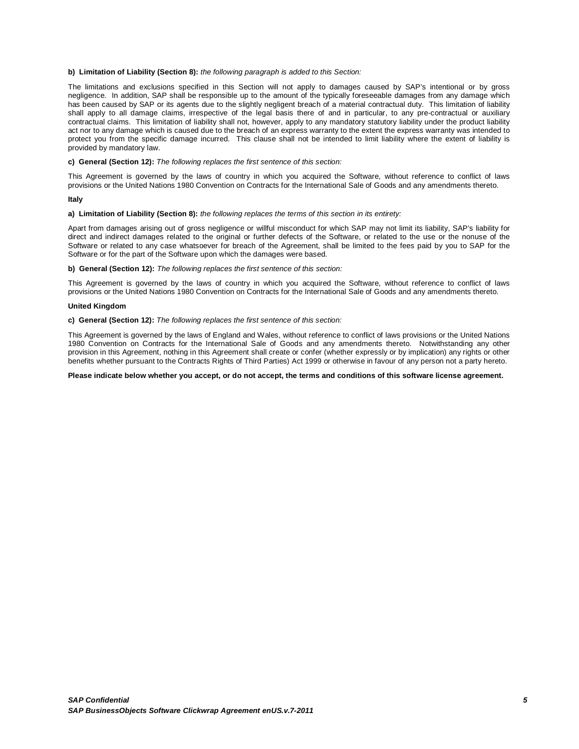**b) Limitation of Liability (Section 8):** *the following paragraph is added to this Section:*

The limitations and exclusions specified in this Section will not apply to damages caused by SAP's intentional or by gross negligence. In addition, SAP shall be responsible up to the amount of the typically foreseeable damages from any damage which has been caused by SAP or its agents due to the slightly negligent breach of a material contractual duty. This limitation of liability shall apply to all damage claims, irrespective of the legal basis there of and in particular, to any pre-contractual or auxiliary contractual claims. This limitation of liability shall not, however, apply to any mandatory statutory liability under the product liability act nor to any damage which is caused due to the breach of an express warranty to the extent the express warranty was intended to protect you from the specific damage incurred. This clause shall not be intended to limit liability where the extent of liability is provided by mandatory law.

**c) General (Section 12):** *The following replaces the first sentence of this section:*

This Agreement is governed by the laws of country in which you acquired the Software, without reference to conflict of laws provisions or the United Nations 1980 Convention on Contracts for the International Sale of Goods and any amendments thereto.

**Italy**

**a) Limitation of Liability (Section 8):** *the following replaces the terms of this section in its entirety:*

Apart from damages arising out of gross negligence or willful misconduct for which SAP may not limit its liability, SAP's liability for direct and indirect damages related to the original or further defects of the Software, or related to the use or the nonuse of the Software or related to any case whatsoever for breach of the Agreement, shall be limited to the fees paid by you to SAP for the Software or for the part of the Software upon which the damages were based.

**b) General (Section 12):** *The following replaces the first sentence of this section:*

This Agreement is governed by the laws of country in which you acquired the Software, without reference to conflict of laws provisions or the United Nations 1980 Convention on Contracts for the International Sale of Goods and any amendments thereto.

**United Kingdom**

**c) General (Section 12):** *The following replaces the first sentence of this section:*

This Agreement is governed by the laws of England and Wales, without reference to conflict of laws provisions or the United Nations 1980 Convention on Contracts for the International Sale of Goods and any amendments thereto. Notwithstanding any other provision in this Agreement, nothing in this Agreement shall create or confer (whether expressly or by implication) any rights or other benefits whether pursuant to the Contracts Rights of Third Parties) Act 1999 or otherwise in favour of any person not a party hereto.

**Please indicate below whether you accept, or do not accept, the terms and conditions of this software license agreement.**